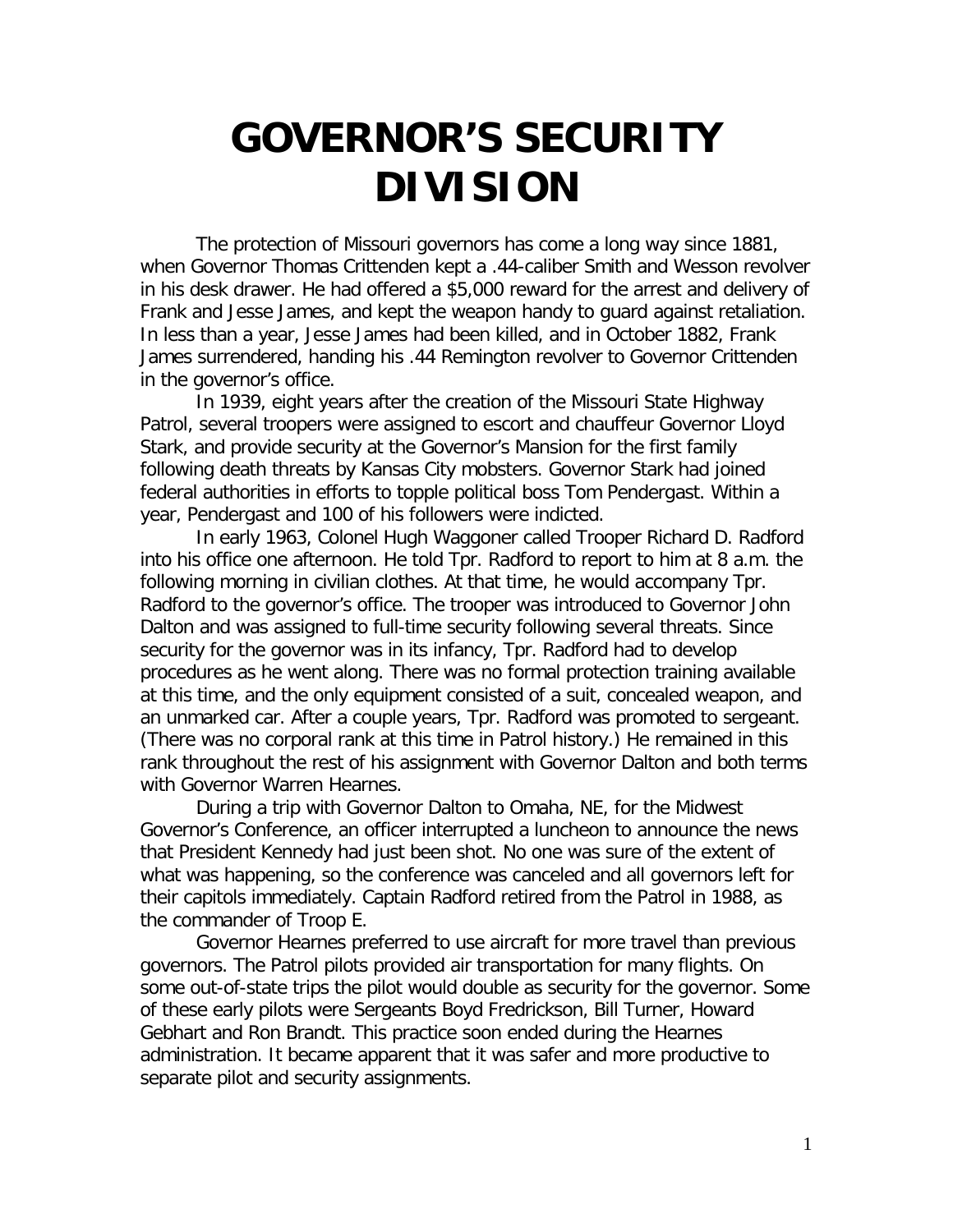# GOVERNOR'S SECURITY DIVISION

The protection of Missouri governors has come a long way since 1881, when Governor Thomas Crittenden kept a .44-caliber Smith and Wesson revolver in his desk drawer. He had offered a $5,000 reward for the arrest and delivery of Frank and Jesse James, and kept the weapon handy to guard against retaliation. In less than a year, Jesse James had been killed, and in October 1882, Frank James surrendered, handing his .44 Remington revolver to Governor Crittenden in the governor's office.

In 1939, eight years after the creation of the Missouri State Highway Patrol, several troopers were assigned to escort and chauffeur Governor Lloyd Stark, and provide security at the Governor's Mansion for the first family following death threats by Kansas City mobsters. Governor Stark had joined federal authorities in efforts to topple political boss Tom Pendergast. Within a year, Pendergast and 100 of his followers were indicted.

In early 1963, Colonel Hugh Waggoner called Trooper Richard D. Radford into his office one afternoon. He told Tpr. Radford to report to him at 8 a.m. the following morning in civilian clothes. At that time, he would accompany Tpr. Radford to the governor's office. The trooper was introduced to Governor John Dalton and was assigned to full-time security following several threats. Since security for the governor was in its infancy, Tpr. Radford had to develop procedures as he went along. There was no formal protection training available at this time, and the only equipment consisted of a suit, concealed weapon, and an unmarked car. After a couple years, Tpr. Radford was promoted to sergeant. (There was no corporal rank at this time in Patrol history.) He remained in this rank throughout the rest of his assignment with Governor Dalton and both terms with Governor Warren Hearnes.

During a trip with Governor Dalton to Omaha, NE, for the Midwest Governor's Conference, an officer interrupted a luncheon to announce the news that President Kennedy had just been shot. No one was sure of the extent of what was happening, so the conference was canceled and all governors left for their capitols immediately. Captain Radford retired from the Patrol in 1988, as the commander of Troop E.

Governor Hearnes preferred to use aircraft for more travel than previous governors. The Patrol pilots provided air transportation for many flights. On some out-of-state trips the pilot would double as security for the governor. Some of these early pilots were Sergeants Boyd Fredrickson, Bill Turner, Howard Gebhart and Ron Brandt. This practice soon ended during the Hearnes administration. It became apparent that it was safer and more productive to separate pilot and security assignments.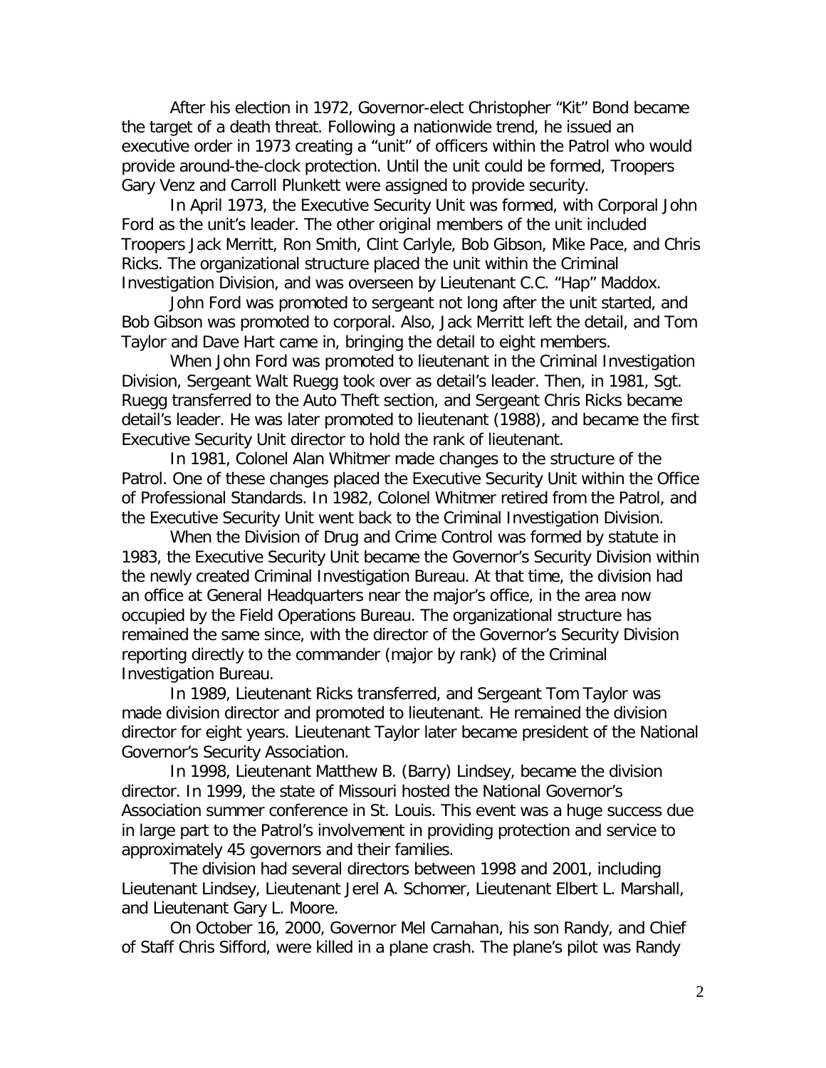After his election in 1972, Governor-elect Christopher "Kit" Bond became the target of a death threat. Following a nationwide trend, he issued an executive order in 1973 creating a "unit" of officers within the Patrol who would provide around-the-clock protection. Until the unit could be formed, Troopers Gary Venz and Carroll Plunkett were assigned to provide security.

In April 1973, the Executive Security Unit was formed, with Corporal John Ford as the unit's leader. The other original members of the unit included Troopers Jack Merritt, Ron Smith, Clint Carlyle, Bob Gibson, Mike Pace, and Chris Ricks. The organizational structure placed the unit within the Criminal Investigation Division, and was overseen by Lieutenant C.C. "Hap" Maddox.

John Ford was promoted to sergeant not long after the unit started, and Bob Gibson was promoted to corporal. Also, Jack Merritt left the detail, and Tom Taylor and Dave Hart came in, bringing the detail to eight members.

When John Ford was promoted to lieutenant in the Criminal Investigation Division, Sergeant Walt Ruegg took over as detail's leader. Then, in 1981, Sgt. Ruegg transferred to the Auto Theft section, and Sergeant Chris Ricks became detail's leader. He was later promoted to lieutenant (1988), and became the first Executive Security Unit director to hold the rank of lieutenant.

In 1981, Colonel Alan Whitmer made changes to the structure of the Patrol. One of these changes placed the Executive Security Unit within the Office of Professional Standards. In 1982, Colonel Whitmer retired from the Patrol, and the Executive Security Unit went back to the Criminal Investigation Division.

When the Division of Drug and Crime Control was formed by statute in 1983, the Executive Security Unit became the Governor's Security Division within the newly created Criminal Investigation Bureau. At that time, the division had an office at General Headquarters near the major's office, in the area now occupied by the Field Operations Bureau. The organizational structure has remained the same since, with the director of the Governor's Security Division reporting directly to the commander (major by rank) of the Criminal Investigation Bureau.

In 1989, Lieutenant Ricks transferred, and Sergeant Tom Taylor was made division director and promoted to lieutenant. He remained the division director for eight years. Lieutenant Taylor later became president of the National Governor's Security Association.

In 1998, Lieutenant Matthew B. (Barry) Lindsey, became the division director. In 1999, the state of Missouri hosted the National Governor's Association summer conference in St. Louis. This event was a huge success due in large part to the Patrol's involvement in providing protection and service to approximately 45 governors and their families.

The division had several directors between 1998 and 2001, including Lieutenant Lindsey, Lieutenant Jerel A. Schomer, Lieutenant Elbert L. Marshall, and Lieutenant Gary L. Moore.

On October 16, 2000, Governor Mel Carnahan, his son Randy, and Chief of Staff Chris Sifford, were killed in a plane crash. The plane's pilot was Randy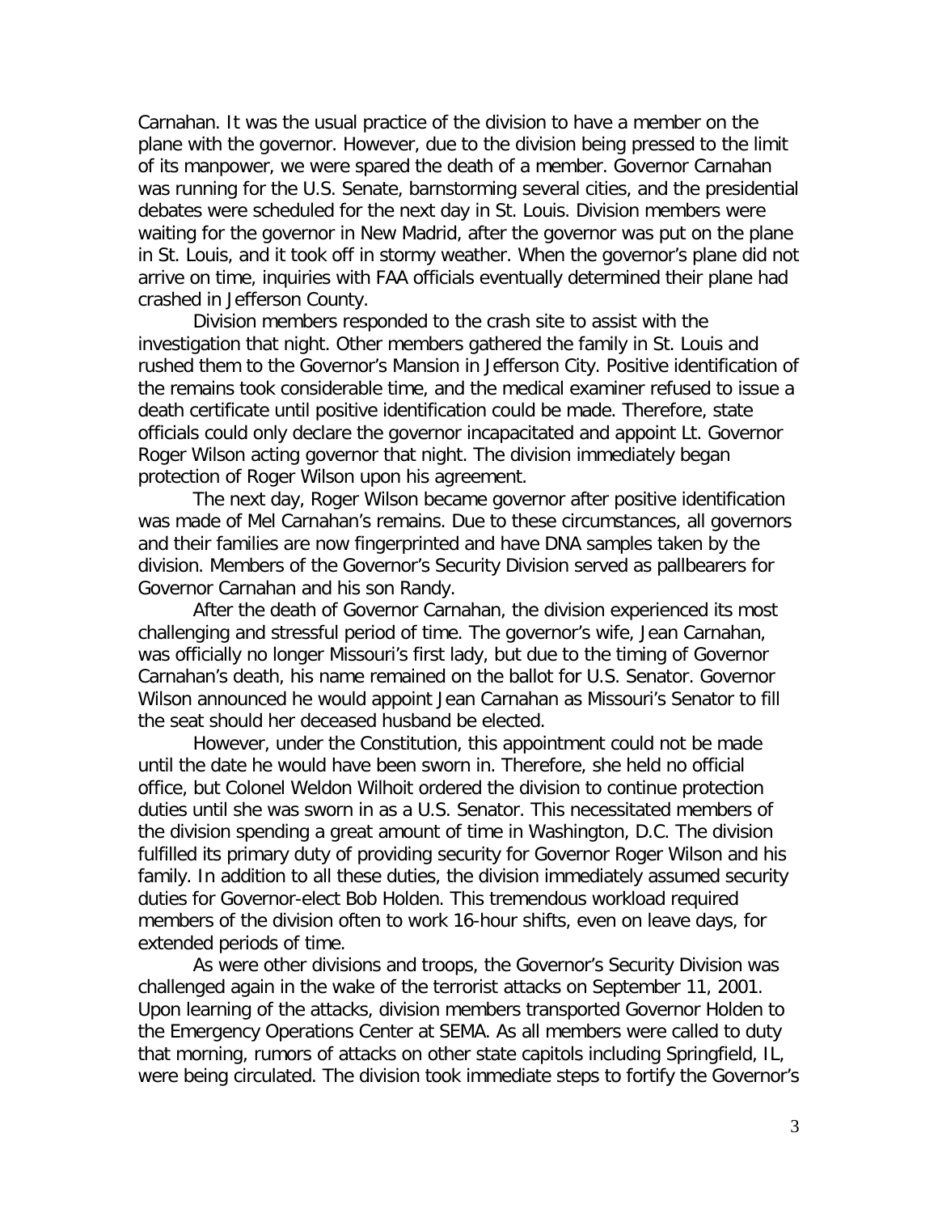Carnahan. It was the usual practice of the division to have a member on the plane with the governor. However, due to the division being pressed to the limit of its manpower, we were spared the death of a member. Governor Carnahan was running for the U.S. Senate, barnstorming several cities, and the presidential debates were scheduled for the next day in St. Louis. Division members were waiting for the governor in New Madrid, after the governor was put on the plane in St. Louis, and it took off in stormy weather. When the governor's plane did not arrive on time, inquiries with FAA officials eventually determined their plane had crashed in Jefferson County.

Division members responded to the crash site to assist with the investigation that night. Other members gathered the family in St. Louis and rushed them to the Governor's Mansion in Jefferson City. Positive identification of the remains took considerable time, and the medical examiner refused to issue a death certificate until positive identification could be made. Therefore, state officials could only declare the governor incapacitated and appoint Lt. Governor Roger Wilson acting governor that night. The division immediately began protection of Roger Wilson upon his agreement.

The next day, Roger Wilson became governor after positive identification was made of Mel Carnahan's remains. Due to these circumstances, all governors and their families are now fingerprinted and have DNA samples taken by the division. Members of the Governor's Security Division served as pallbearers for Governor Carnahan and his son Randy.

After the death of Governor Carnahan, the division experienced its most challenging and stressful period of time. The governor's wife, Jean Carnahan, was officially no longer Missouri's first lady, but due to the timing of Governor Carnahan's death, his name remained on the ballot for U.S. Senator. Governor Wilson announced he would appoint Jean Carnahan as Missouri's Senator to fill the seat should her deceased husband be elected.

However, under the Constitution, this appointment could not be made until the date he would have been sworn in. Therefore, she held no official office, but Colonel Weldon Wilhoit ordered the division to continue protection duties until she was sworn in as a U.S. Senator. This necessitated members of the division spending a great amount of time in Washington, D.C. The division fulfilled its primary duty of providing security for Governor Roger Wilson and his family. In addition to all these duties, the division immediately assumed security duties for Governor-elect Bob Holden. This tremendous workload required members of the division often to work 16-hour shifts, even on leave days, for extended periods of time.

As were other divisions and troops, the Governor's Security Division was challenged again in the wake of the terrorist attacks on September 11, 2001. Upon learning of the attacks, division members transported Governor Holden to the Emergency Operations Center at SEMA. As all members were called to duty that morning, rumors of attacks on other state capitols including Springfield, IL, were being circulated. The division took immediate steps to fortify the Governor's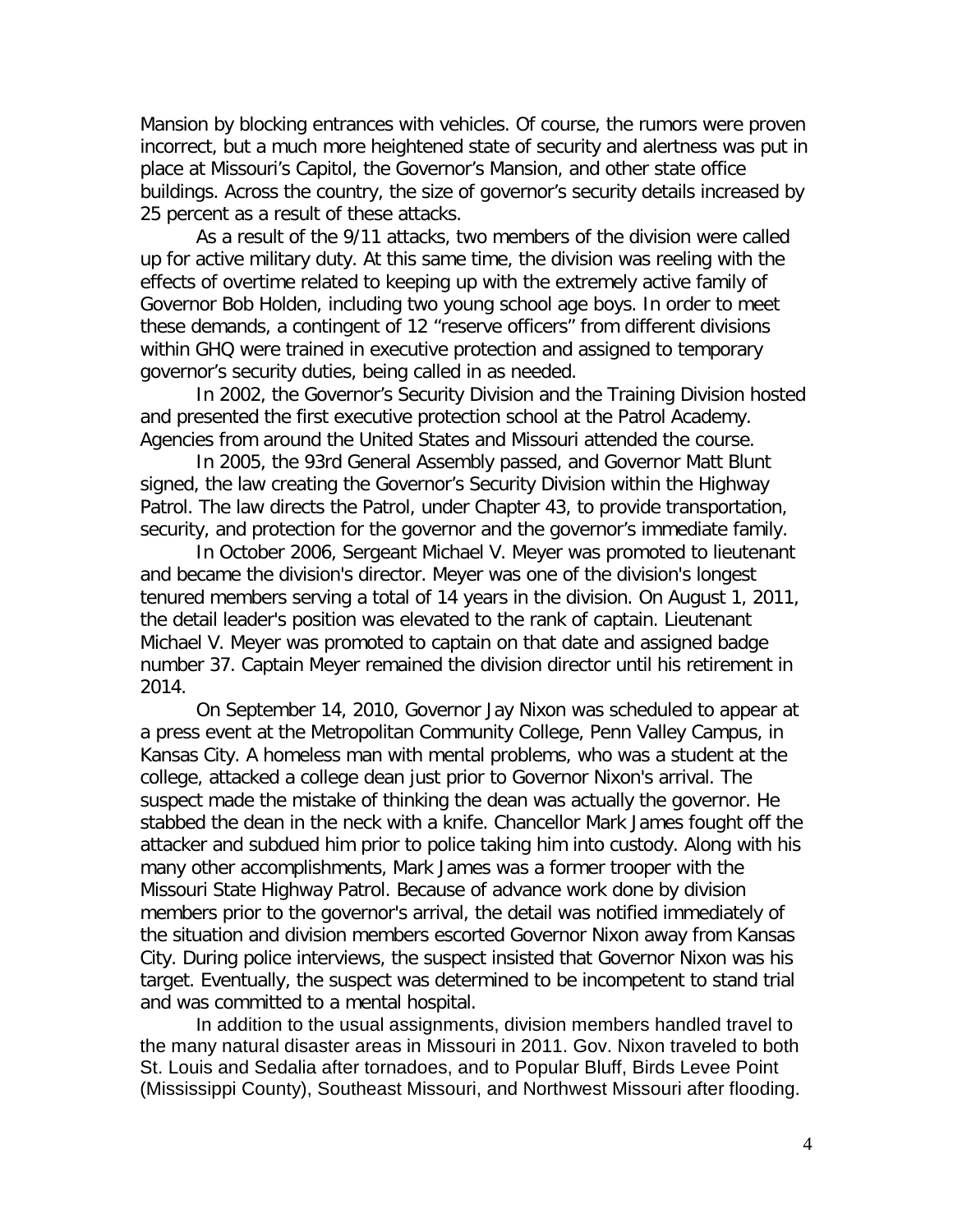Mansion by blocking entrances with vehicles. Of course, the rumors were proven incorrect, but a much more heightened state of security and alertness was put in place at Missouri's Capitol, the Governor's Mansion, and other state office buildings. Across the country, the size of governor's security details increased by 25 percent as a result of these attacks.

As a result of the 9/11 attacks, two members of the division were called up for active military duty. At this same time, the division was reeling with the effects of overtime related to keeping up with the extremely active family of Governor Bob Holden, including two young school age boys. In order to meet these demands, a contingent of 12 "reserve officers" from different divisions within GHQ were trained in executive protection and assigned to temporary governor's security duties, being called in as needed.

In 2002, the Governor's Security Division and the Training Division hosted and presented the first executive protection school at the Patrol Academy. Agencies from around the United States and Missouri attended the course.

In 2005, the 93rd General Assembly passed, and Governor Matt Blunt signed, the law creating the Governor's Security Division within the Highway Patrol. The law directs the Patrol, under Chapter 43, to provide transportation, security, and protection for the governor and the governor's immediate family.

In October 2006, Sergeant Michael V. Meyer was promoted to lieutenant and became the division's director. Meyer was one of the division's longest tenured members serving a total of 14 years in the division. On August 1, 2011, the detail leader's position was elevated to the rank of captain. Lieutenant Michael V. Meyer was promoted to captain on that date and assigned badge number 37. Captain Meyer remained the division director until his retirement in 2014.

On September 14, 2010, Governor Jay Nixon was scheduled to appear at a press event at the Metropolitan Community College, Penn Valley Campus, in Kansas City. A homeless man with mental problems, who was a student at the college, attacked a college dean just prior to Governor Nixon's arrival. The suspect made the mistake of thinking the dean was actually the governor. He stabbed the dean in the neck with a knife. Chancellor Mark James fought off the attacker and subdued him prior to police taking him into custody. Along with his many other accomplishments, Mark James was a former trooper with the Missouri State Highway Patrol. Because of advance work done by division members prior to the governor's arrival, the detail was notified immediately of the situation and division members escorted Governor Nixon away from Kansas City. During police interviews, the suspect insisted that Governor Nixon was his target. Eventually, the suspect was determined to be incompetent to stand trial and was committed to a mental hospital.

In addition to the usual assignments, division members handled travel to the many natural disaster areas in Missouri in 2011. Gov. Nixon traveled to both St. Louis and Sedalia after tornadoes, and to Popular Bluff, Birds Levee Point (Mississippi County), Southeast Missouri, and Northwest Missouri after flooding.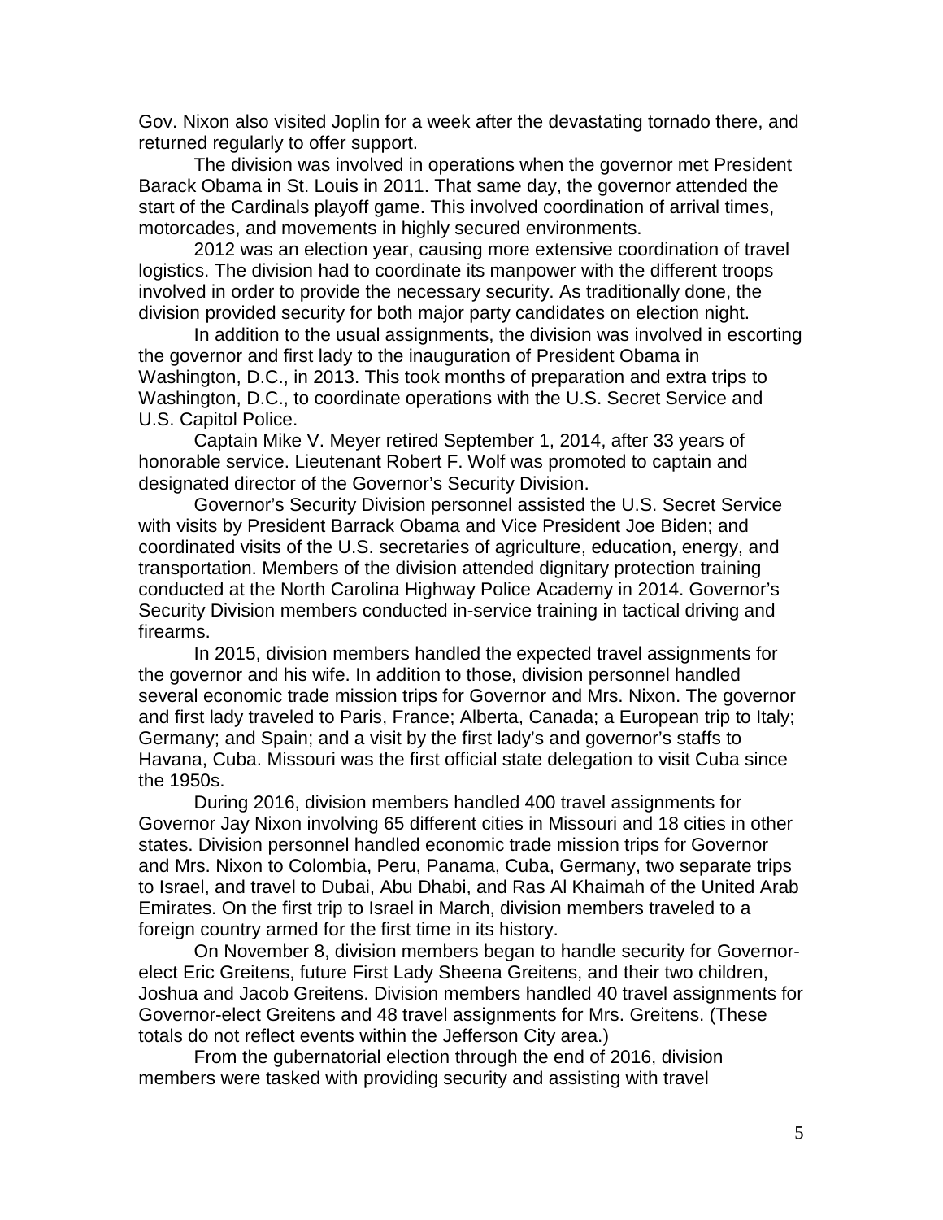Gov. Nixon also visited Joplin for a week after the devastating tornado there, and returned regularly to offer support.

The division was involved in operations when the governor met President Barack Obama in St. Louis in 2011. That same day, the governor attended the start of the Cardinals playoff game. This involved coordination of arrival times, motorcades, and movements in highly secured environments.

2012 was an election year, causing more extensive coordination of travel logistics. The division had to coordinate its manpower with the different troops involved in order to provide the necessary security. As traditionally done, the division provided security for both major party candidates on election night.

In addition to the usual assignments, the division was involved in escorting the governor and first lady to the inauguration of President Obama in Washington, D.C., in 2013. This took months of preparation and extra trips to Washington, D.C., to coordinate operations with the U.S. Secret Service and U.S. Capitol Police.

Captain Mike V. Meyer retired September 1, 2014, after 33 years of honorable service. Lieutenant Robert F. Wolf was promoted to captain and designated director of the Governor's Security Division.

Governor's Security Division personnel assisted the U.S. Secret Service with visits by President Barrack Obama and Vice President Joe Biden; and coordinated visits of the U.S. secretaries of agriculture, education, energy, and transportation. Members of the division attended dignitary protection training conducted at the North Carolina Highway Police Academy in 2014. Governor's Security Division members conducted in-service training in tactical driving and firearms.

In 2015, division members handled the expected travel assignments for the governor and his wife. In addition to those, division personnel handled several economic trade mission trips for Governor and Mrs. Nixon. The governor and first lady traveled to Paris, France; Alberta, Canada; a European trip to Italy; Germany; and Spain; and a visit by the first lady's and governor's staffs to Havana, Cuba. Missouri was the first official state delegation to visit Cuba since the 1950s.

During 2016, division members handled 400 travel assignments for Governor Jay Nixon involving 65 different cities in Missouri and 18 cities in other states. Division personnel handled economic trade mission trips for Governor and Mrs. Nixon to Colombia, Peru, Panama, Cuba, Germany, two separate trips to Israel, and travel to Dubai, Abu Dhabi, and Ras Al Khaimah of the United Arab Emirates. On the first trip to Israel in March, division members traveled to a foreign country armed for the first time in its history.

On November 8, division members began to handle security for Governor-elect Eric Greitens, future First Lady Sheena Greitens, and their two children, Joshua and Jacob Greitens. Division members handled 40 travel assignments for Governor-elect Greitens and 48 travel assignments for Mrs. Greitens. (These totals do not reflect events within the Jefferson City area.)

From the gubernatorial election through the end of 2016, division members were tasked with providing security and assisting with travel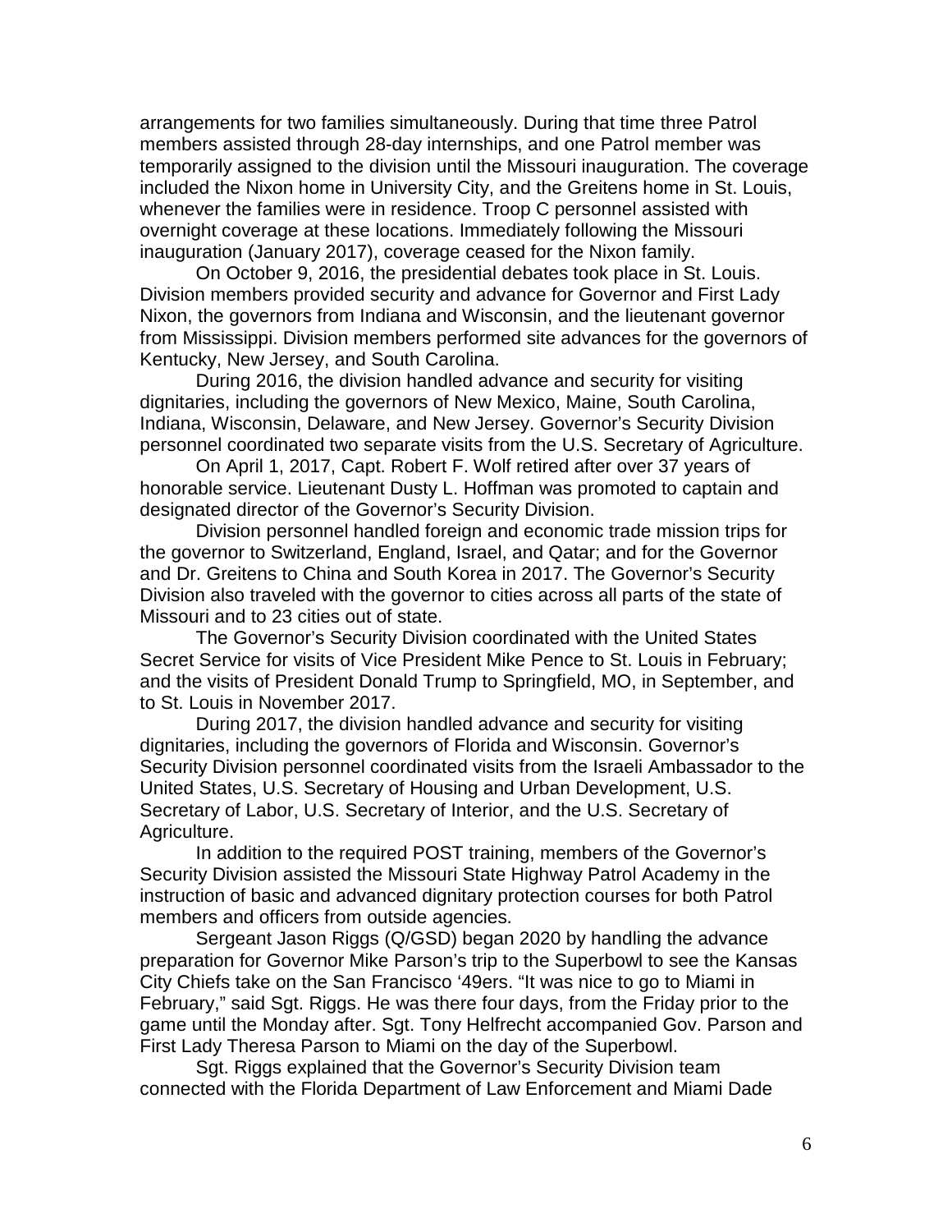arrangements for two families simultaneously. During that time three Patrol members assisted through 28-day internships, and one Patrol member was temporarily assigned to the division until the Missouri inauguration. The coverage included the Nixon home in University City, and the Greitens home in St. Louis, whenever the families were in residence. Troop C personnel assisted with overnight coverage at these locations. Immediately following the Missouri inauguration (January 2017), coverage ceased for the Nixon family.

On October 9, 2016, the presidential debates took place in St. Louis. Division members provided security and advance for Governor and First Lady Nixon, the governors from Indiana and Wisconsin, and the lieutenant governor from Mississippi. Division members performed site advances for the governors of Kentucky, New Jersey, and South Carolina.

During 2016, the division handled advance and security for visiting dignitaries, including the governors of New Mexico, Maine, South Carolina, Indiana, Wisconsin, Delaware, and New Jersey. Governor's Security Division personnel coordinated two separate visits from the U.S. Secretary of Agriculture.

On April 1, 2017, Capt. Robert F. Wolf retired after over 37 years of honorable service. Lieutenant Dusty L. Hoffman was promoted to captain and designated director of the Governor's Security Division.

Division personnel handled foreign and economic trade mission trips for the governor to Switzerland, England, Israel, and Qatar; and for the Governor and Dr. Greitens to China and South Korea in 2017. The Governor's Security Division also traveled with the governor to cities across all parts of the state of Missouri and to 23 cities out of state.

The Governor's Security Division coordinated with the United States Secret Service for visits of Vice President Mike Pence to St. Louis in February; and the visits of President Donald Trump to Springfield, MO, in September, and to St. Louis in November 2017.

During 2017, the division handled advance and security for visiting dignitaries, including the governors of Florida and Wisconsin. Governor's Security Division personnel coordinated visits from the Israeli Ambassador to the United States, U.S. Secretary of Housing and Urban Development, U.S. Secretary of Labor, U.S. Secretary of Interior, and the U.S. Secretary of Agriculture.

In addition to the required POST training, members of the Governor's Security Division assisted the Missouri State Highway Patrol Academy in the instruction of basic and advanced dignitary protection courses for both Patrol members and officers from outside agencies.

Sergeant Jason Riggs (Q/GSD) began 2020 by handling the advance preparation for Governor Mike Parson's trip to the Superbowl to see the Kansas City Chiefs take on the San Francisco '49ers. "It was nice to go to Miami in February," said Sgt. Riggs. He was there four days, from the Friday prior to the game until the Monday after. Sgt. Tony Helfrecht accompanied Gov. Parson and First Lady Theresa Parson to Miami on the day of the Superbowl.

Sgt. Riggs explained that the Governor's Security Division team connected with the Florida Department of Law Enforcement and Miami Dade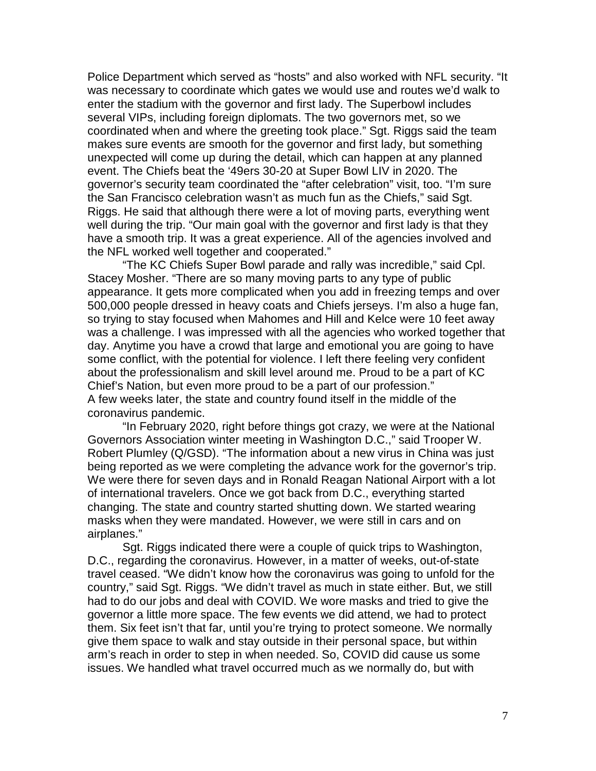Police Department which served as "hosts" and also worked with NFL security. "It was necessary to coordinate which gates we would use and routes we'd walk to enter the stadium with the governor and first lady. The Superbowl includes several VIPs, including foreign diplomats. The two governors met, so we coordinated when and where the greeting took place." Sgt. Riggs said the team makes sure events are smooth for the governor and first lady, but something unexpected will come up during the detail, which can happen at any planned event. The Chiefs beat the '49ers 30-20 at Super Bowl LIV in 2020. The governor's security team coordinated the "after celebration" visit, too. "I'm sure the San Francisco celebration wasn't as much fun as the Chiefs," said Sgt. Riggs. He said that although there were a lot of moving parts, everything went well during the trip. "Our main goal with the governor and first lady is that they have a smooth trip. It was a great experience. All of the agencies involved and the NFL worked well together and cooperated."

"The KC Chiefs Super Bowl parade and rally was incredible," said Cpl. Stacey Mosher. "There are so many moving parts to any type of public appearance. It gets more complicated when you add in freezing temps and over 500,000 people dressed in heavy coats and Chiefs jerseys. I'm also a huge fan, so trying to stay focused when Mahomes and Hill and Kelce were 10 feet away was a challenge. I was impressed with all the agencies who worked together that day. Anytime you have a crowd that large and emotional you are going to have some conflict, with the potential for violence. I left there feeling very confident about the professionalism and skill level around me. Proud to be a part of KC Chief's Nation, but even more proud to be a part of our profession."

A few weeks later, the state and country found itself in the middle of the coronavirus pandemic.

"In February 2020, right before things got crazy, we were at the National Governors Association winter meeting in Washington D.C.," said Trooper W. Robert Plumley (Q/GSD). "The information about a new virus in China was just being reported as we were completing the advance work for the governor's trip. We were there for seven days and in Ronald Reagan National Airport with a lot of international travelers. Once we got back from D.C., everything started changing. The state and country started shutting down. We started wearing masks when they were mandated. However, we were still in cars and on airplanes."

Sgt. Riggs indicated there were a couple of quick trips to Washington, D.C., regarding the coronavirus. However, in a matter of weeks, out-of-state travel ceased. "We didn't know how the coronavirus was going to unfold for the country," said Sgt. Riggs. "We didn't travel as much in state either. But, we still had to do our jobs and deal with COVID. We wore masks and tried to give the governor a little more space. The few events we did attend, we had to protect them. Six feet isn't that far, until you're trying to protect someone. We normally give them space to walk and stay outside in their personal space, but within arm's reach in order to step in when needed. So, COVID did cause us some issues. We handled what travel occurred much as we normally do, but with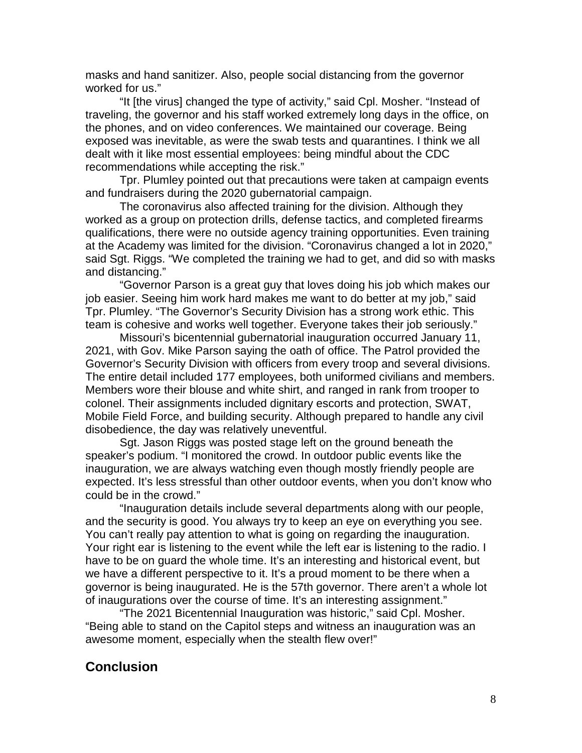masks and hand sanitizer. Also, people social distancing from the governor worked for us."

"It [the virus] changed the type of activity," said Cpl. Mosher. "Instead of traveling, the governor and his staff worked extremely long days in the office, on the phones, and on video conferences. We maintained our coverage. Being exposed was inevitable, as were the swab tests and quarantines. I think we all dealt with it like most essential employees: being mindful about the CDC recommendations while accepting the risk."

Tpr. Plumley pointed out that precautions were taken at campaign events and fundraisers during the 2020 gubernatorial campaign.

The coronavirus also affected training for the division. Although they worked as a group on protection drills, defense tactics, and completed firearms qualifications, there were no outside agency training opportunities. Even training at the Academy was limited for the division. "Coronavirus changed a lot in 2020," said Sgt. Riggs. "We completed the training we had to get, and did so with masks and distancing."

"Governor Parson is a great guy that loves doing his job which makes our job easier. Seeing him work hard makes me want to do better at my job," said Tpr. Plumley. "The Governor's Security Division has a strong work ethic. This team is cohesive and works well together. Everyone takes their job seriously."

Missouri's bicentennial gubernatorial inauguration occurred January 11, 2021, with Gov. Mike Parson saying the oath of office. The Patrol provided the Governor's Security Division with officers from every troop and several divisions. The entire detail included 177 employees, both uniformed civilians and members. Members wore their blouse and white shirt, and ranged in rank from trooper to colonel. Their assignments included dignitary escorts and protection, SWAT, Mobile Field Force, and building security. Although prepared to handle any civil disobedience, the day was relatively uneventful.

Sgt. Jason Riggs was posted stage left on the ground beneath the speaker's podium. "I monitored the crowd. In outdoor public events like the inauguration, we are always watching even though mostly friendly people are expected. It's less stressful than other outdoor events, when you don't know who could be in the crowd."

"Inauguration details include several departments along with our people, and the security is good. You always try to keep an eye on everything you see. You can't really pay attention to what is going on regarding the inauguration. Your right ear is listening to the event while the left ear is listening to the radio. I have to be on guard the whole time. It's an interesting and historical event, but we have a different perspective to it. It's a proud moment to be there when a governor is being inaugurated. He is the 57th governor. There aren't a whole lot of inaugurations over the course of time. It's an interesting assignment."

"The 2021 Bicentennial Inauguration was historic," said Cpl. Mosher. "Being able to stand on the Capitol steps and witness an inauguration was an awesome moment, especially when the stealth flew over!"

## Conclusion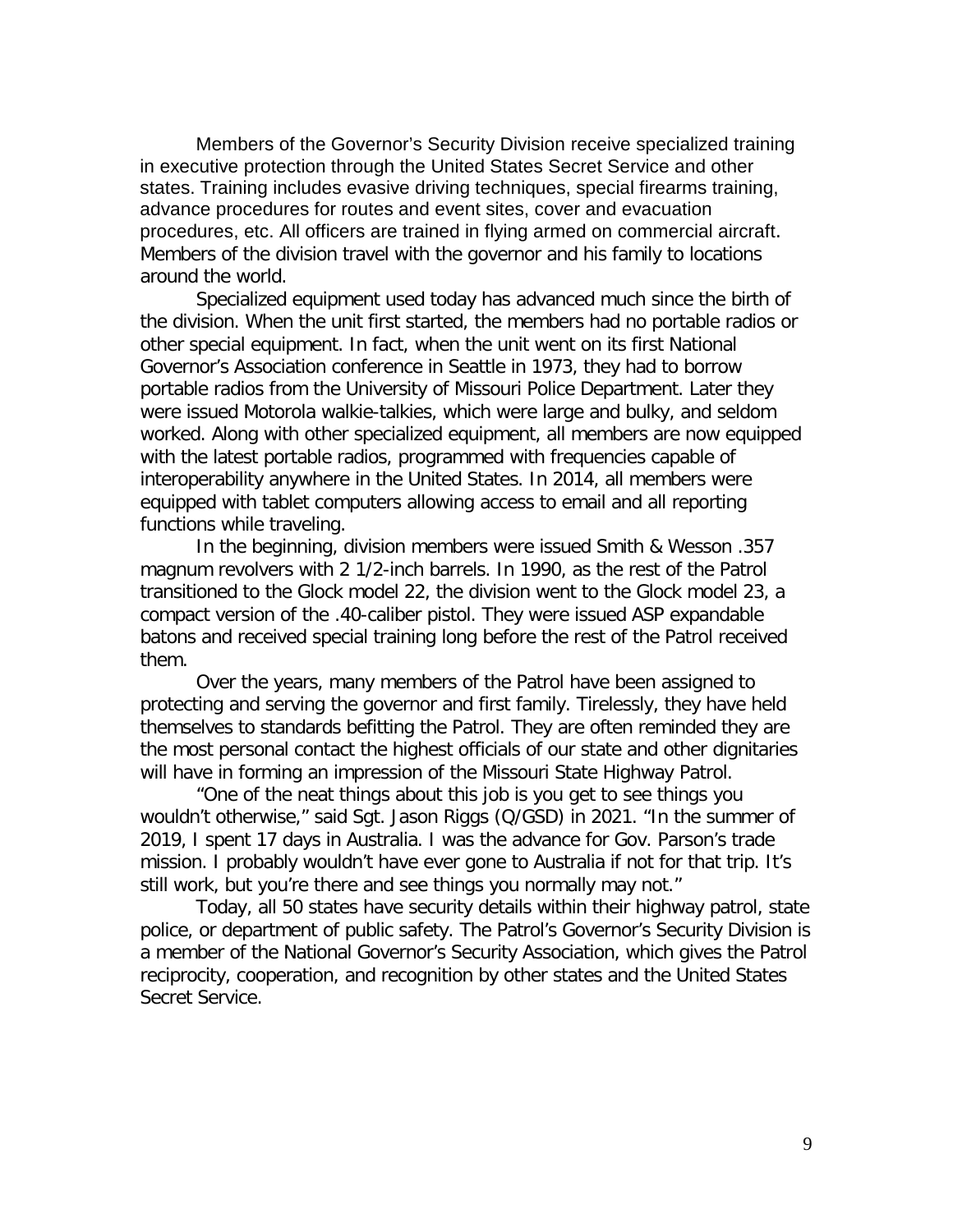Members of the Governor's Security Division receive specialized training in executive protection through the United States Secret Service and other states. Training includes evasive driving techniques, special firearms training, advance procedures for routes and event sites, cover and evacuation procedures, etc. All officers are trained in flying armed on commercial aircraft. Members of the division travel with the governor and his family to locations around the world.

Specialized equipment used today has advanced much since the birth of the division. When the unit first started, the members had no portable radios or other special equipment. In fact, when the unit went on its first National Governor's Association conference in Seattle in 1973, they had to borrow portable radios from the University of Missouri Police Department. Later they were issued Motorola walkie-talkies, which were large and bulky, and seldom worked. Along with other specialized equipment, all members are now equipped with the latest portable radios, programmed with frequencies capable of interoperability anywhere in the United States. In 2014, all members were equipped with tablet computers allowing access to email and all reporting functions while traveling.

In the beginning, division members were issued Smith & Wesson .357 magnum revolvers with 2 1/2-inch barrels. In 1990, as the rest of the Patrol transitioned to the Glock model 22, the division went to the Glock model 23, a compact version of the .40-caliber pistol. They were issued ASP expandable batons and received special training long before the rest of the Patrol received them.

Over the years, many members of the Patrol have been assigned to protecting and serving the governor and first family. Tirelessly, they have held themselves to standards befitting the Patrol. They are often reminded they are the most personal contact the highest officials of our state and other dignitaries will have in forming an impression of the Missouri State Highway Patrol.

"One of the neat things about this job is you get to see things you wouldn't otherwise," said Sgt. Jason Riggs (Q/GSD) in 2021. "In the summer of 2019, I spent 17 days in Australia. I was the advance for Gov. Parson's trade mission. I probably wouldn't have ever gone to Australia if not for that trip. It's still work, but you're there and see things you normally may not."

Today, all 50 states have security details within their highway patrol, state police, or department of public safety. The Patrol's Governor's Security Division is a member of the National Governor's Security Association, which gives the Patrol reciprocity, cooperation, and recognition by other states and the United States Secret Service.